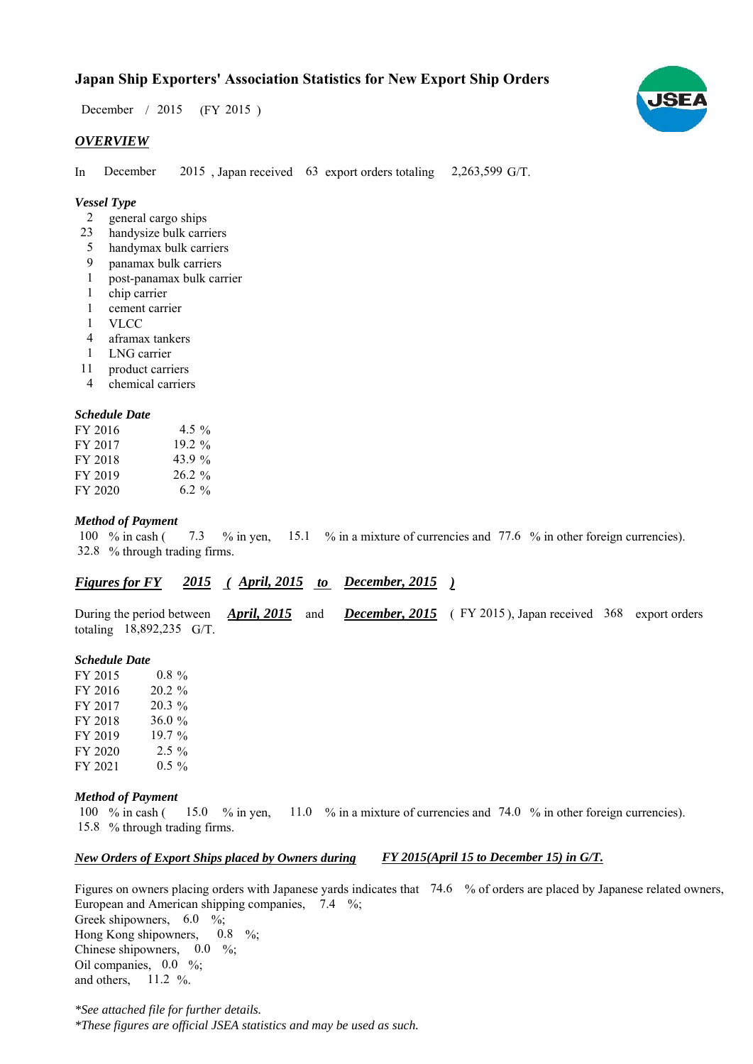# Japan Ship Exporters' Association Statistics for New Export Ship Orders

December / 2015 (FY 2015 )

## *OVERVIEW*

In December 2015 , Japan received 63 export orders totaling 2,263,599 G/T.

### *Vessel Type*

- 2 general cargo ships
- 23 handysize bulk carriers
- 5 handymax bulk carriers
- 9 panamax bulk carriers
- 1 post-panamax bulk carrier
- 1 chip carrier
- 1 cement carrier
- 1 VLCC
- 4 aframax tankers
- 1 LNG carrier
- 11 product carriers
- 4 chemical carriers

### *Schedule Date*

| | |
|---|---|
| FY 2016 | 4.5 % |
| FY 2017 | 19.2 % |
| FY 2018 | 43.9 % |
| FY 2019 | 26.2 % |
| FY 2020 | 6.2 % |

### *Method of Payment*

100 % in cash ( 7.3 % in yen, 15.1 % in a mixture of currencies and 77.6 % in other foreign currencies).
32.8 % through trading firms.

## ***Figures for FY 2015 ( April, 2015 to December, 2015 )***

During the period between ***April, 2015*** and ***December, 2015*** ( FY 2015 ), Japan received 368 export orders totaling 18,892,235 G/T.

### *Schedule Date*

| | |
|---|---|
| FY 2015 | 0.8 % |
| FY 2016 | 20.2 % |
| FY 2017 | 20.3 % |
| FY 2018 | 36.0 % |
| FY 2019 | 19.7 % |
| FY 2020 | 2.5 % |
| FY 2021 | 0.5 % |

### *Method of Payment*

100 % in cash ( 15.0 % in yen, 11.0 % in a mixture of currencies and 74.0 % in other foreign currencies).
15.8 % through trading firms.

### ***New Orders of Export Ships placed by Owners during FY 2015(April 15 to December 15) in G/T.***

Figures on owners placing orders with Japanese yards indicates that 74.6 % of orders are placed by Japanese related owners,
European and American shipping companies, 7.4 %;
Greek shipowners, 6.0 %;
Hong Kong shipowners, 0.8 %;
Chinese shipowners, 0.0 %;
Oil companies, 0.0 %;
and others, 11.2 %.

*\*See attached file for further details.*
*\*These figures are official JSEA statistics and may be used as such.*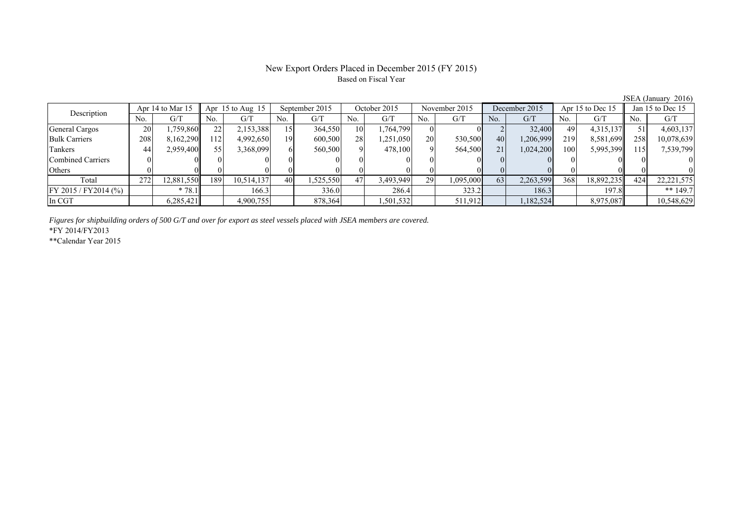# New Export Orders Placed in December 2015 (FY 2015)

Based on Fiscal Year

JSEA (January 2016)

| Description | Apr 14 to Mar 15 | | Apr 15 to Aug 15 | | September 2015 | | October 2015 | | November 2015 | | December 2015 | | Apr 15 to Dec 15 | | Jan 15 to Dec 15 | |
|---|---|---|---|---|---|---|---|---|---|---|---|---|---|---|---|---|
| | No. | G/T | No. | G/T | No. | G/T | No. | G/T | No. | G/T | No. | G/T | No. | G/T | No. | G/T |
| General Cargos | 20 | 1,759,860 | 22 | 2,153,388 | 15 | 364,550 | 10 | 1,764,799 | 0 | 0 | 2 | 32,400 | 49 | 4,315,137 | 51 | 4,603,137 |
| Bulk Carriers | 208 | 8,162,290 | 112 | 4,992,650 | 19 | 600,500 | 28 | 1,251,050 | 20 | 530,500 | 40 | 1,206,999 | 219 | 8,581,699 | 258 | 10,078,639 |
| Tankers | 44 | 2,959,400 | 55 | 3,368,099 | 6 | 560,500 | 9 | 478,100 | 9 | 564,500 | 21 | 1,024,200 | 100 | 5,995,399 | 115 | 7,539,799 |
| Combined Carriers | 0 | 0 | 0 | 0 | 0 | 0 | 0 | 0 | 0 | 0 | 0 | 0 | 0 | 0 | 0 | 0 |
| Others | 0 | 0 | 0 | 0 | 0 | 0 | 0 | 0 | 0 | 0 | 0 | 0 | 0 | 0 | 0 | 0 |
| Total | 272 | 12,881,550 | 189 | 10,514,137 | 40 | 1,525,550 | 47 | 3,493,949 | 29 | 1,095,000 | 63 | 2,263,599 | 368 | 18,892,235 | 424 | 22,221,575 |
| FY 2015 / FY2014 (%) | | * 78.1 | | 166.3 | | 336.0 | | 286.4 | | 323.2 | | 186.3 | | 197.8 | | ** 149.7 |
| In CGT | | 6,285,421 | | 4,900,755 | | 878,364 | | 1,501,532 | | 511,912 | | 1,182,524 | | 8,975,087 | | 10,548,629 |

*Figures for shipbuilding orders of 500 G/T and over for export as steel vessels placed with JSEA members are covered.*

*FY 2014/FY2013

**Calendar Year 2015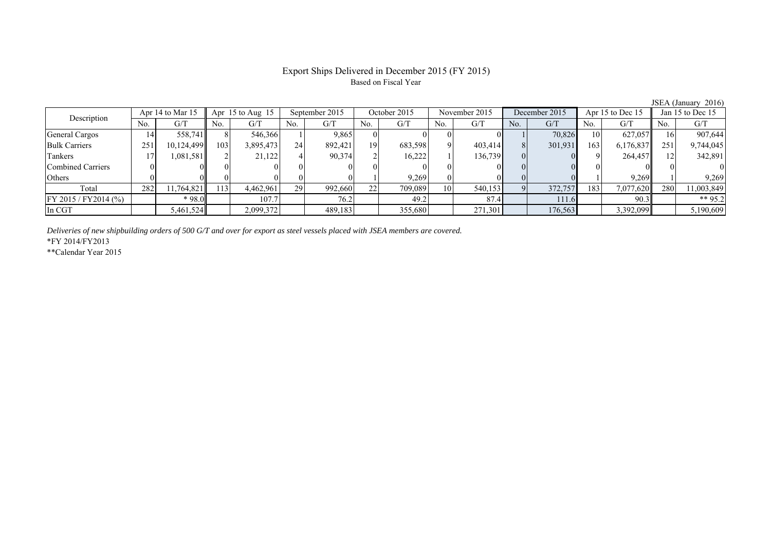# Export Ships Delivered in December 2015 (FY 2015)

Based on Fiscal Year

JSEA (January 2016)

| Description | Apr 14 to Mar 15 | | Apr 15 to Aug 15 | | September 2015 | | October 2015 | | November 2015 | | December 2015 | | Apr 15 to Dec 15 | | Jan 15 to Dec 15 | |
|---|---|---|---|---|---|---|---|---|---|---|---|---|---|---|---|---|
| | No. | G/T | No. | G/T | No. | G/T | No. | G/T | No. | G/T | No. | G/T | No. | G/T | No. | G/T |
| General Cargos | 14 | 558,741 | 8 | 546,366 | 1 | 9,865 | 0 | 0 | 0 | 0 | 1 | 70,826 | 10 | 627,057 | 16 | 907,644 |
| Bulk Carriers | 251 | 10,124,499 | 103 | 3,895,473 | 24 | 892,421 | 19 | 683,598 | 9 | 403,414 | 8 | 301,931 | 163 | 6,176,837 | 251 | 9,744,045 |
| Tankers | 17 | 1,081,581 | 2 | 21,122 | 4 | 90,374 | 2 | 16,222 | 1 | 136,739 | 0 | 0 | 9 | 264,457 | 12 | 342,891 |
| Combined Carriers | 0 | 0 | 0 | 0 | 0 | 0 | 0 | 0 | 0 | 0 | 0 | 0 | 0 | 0 | 0 | 0 |
| Others | 0 | 0 | 0 | 0 | 0 | 0 | 1 | 9,269 | 0 | 0 | 0 | 0 | 1 | 9,269 | 1 | 9,269 |
| Total | 282 | 11,764,821 | 113 | 4,462,961 | 29 | 992,660 | 22 | 709,089 | 10 | 540,153 | 9 | 372,757 | 183 | 7,077,620 | 280 | 11,003,849 |
| FY 2015 / FY2014 (%) | | * 98.0 | | 107.7 | | 76.2 | | 49.2 | | 87.4 | | 111.6 | | 90.3 | | ** 95.2 |
| In CGT | | 5,461,524 | | 2,099,372 | | 489,183 | | 355,680 | | 271,301 | | 176,563 | | 3,392,099 | | 5,190,609 |

*Deliveries of new shipbuilding orders of 500 G/T and over for export as steel vessels placed with JSEA members are covered.*

*FY 2014/FY2013

**Calendar Year 2015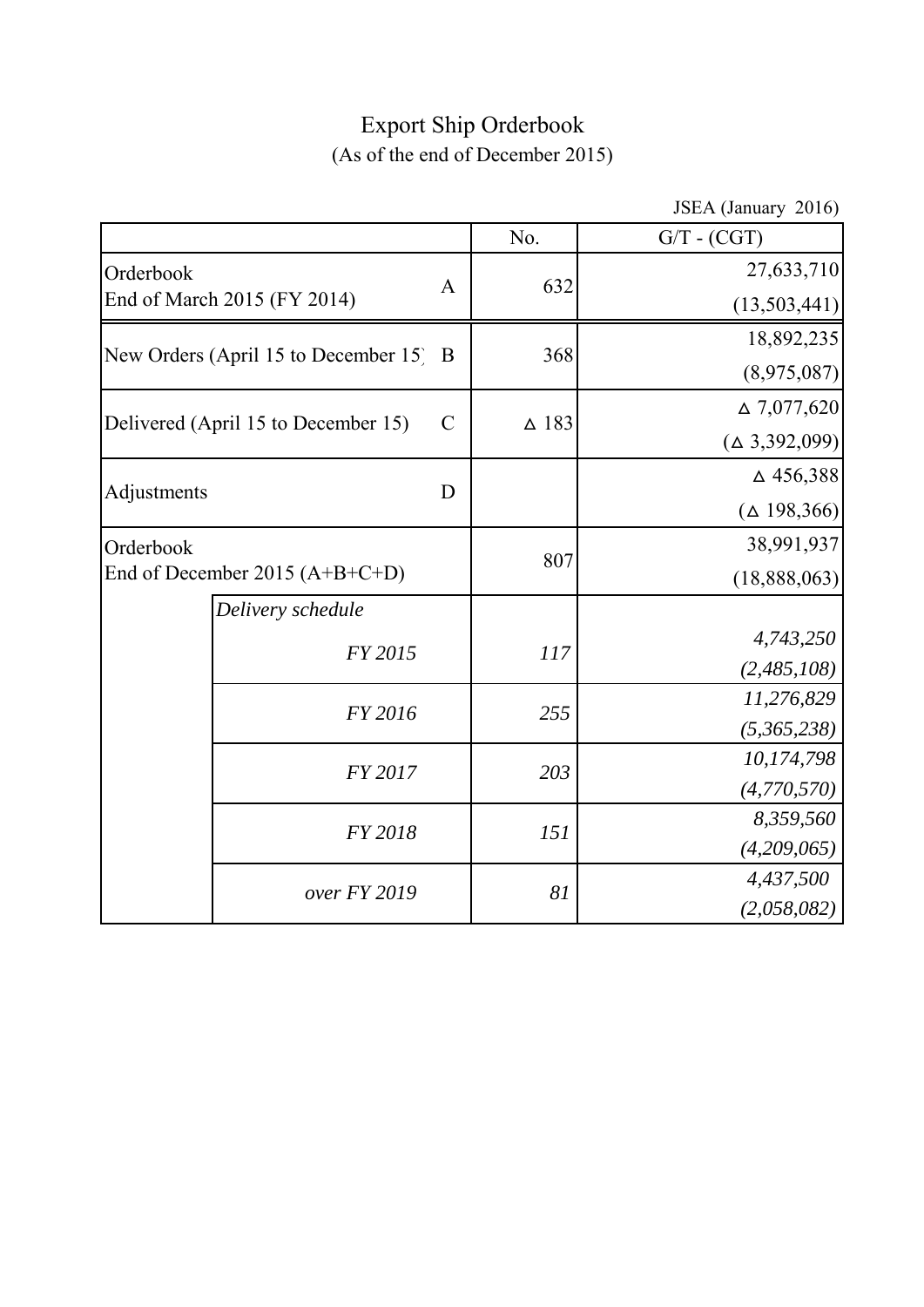# Export Ship Orderbook

(As of the end of December 2015)

JSEA (January 2016)

| | | No. | G/T - (CGT) |
|---|---|---|---|
| Orderbook End of March 2015 (FY 2014) | A | 632 | 27,633,710 (13,503,441) |
| New Orders (April 15 to December 15) | B | 368 | 18,892,235 (8,975,087) |
| Delivered (April 15 to December 15) | C | ∆ 183 | ∆ 7,077,620 (∆ 3,392,099) |
| Adjustments | D | | ∆ 456,388 (∆ 198,366) |
| Orderbook End of December 2015 (A+B+C+D) | | 807 | 38,991,937 (18,888,063) |
| | *Delivery schedule* | | |
| | *FY 2015* | *117* | *4,743,250 (2,485,108)* |
| | *FY 2016* | *255* | *11,276,829 (5,365,238)* |
| | *FY 2017* | *203* | *10,174,798 (4,770,570)* |
| | *FY 2018* | *151* | *8,359,560 (4,209,065)* |
| | *over FY 2019* | *81* | *4,437,500 (2,058,082)* |